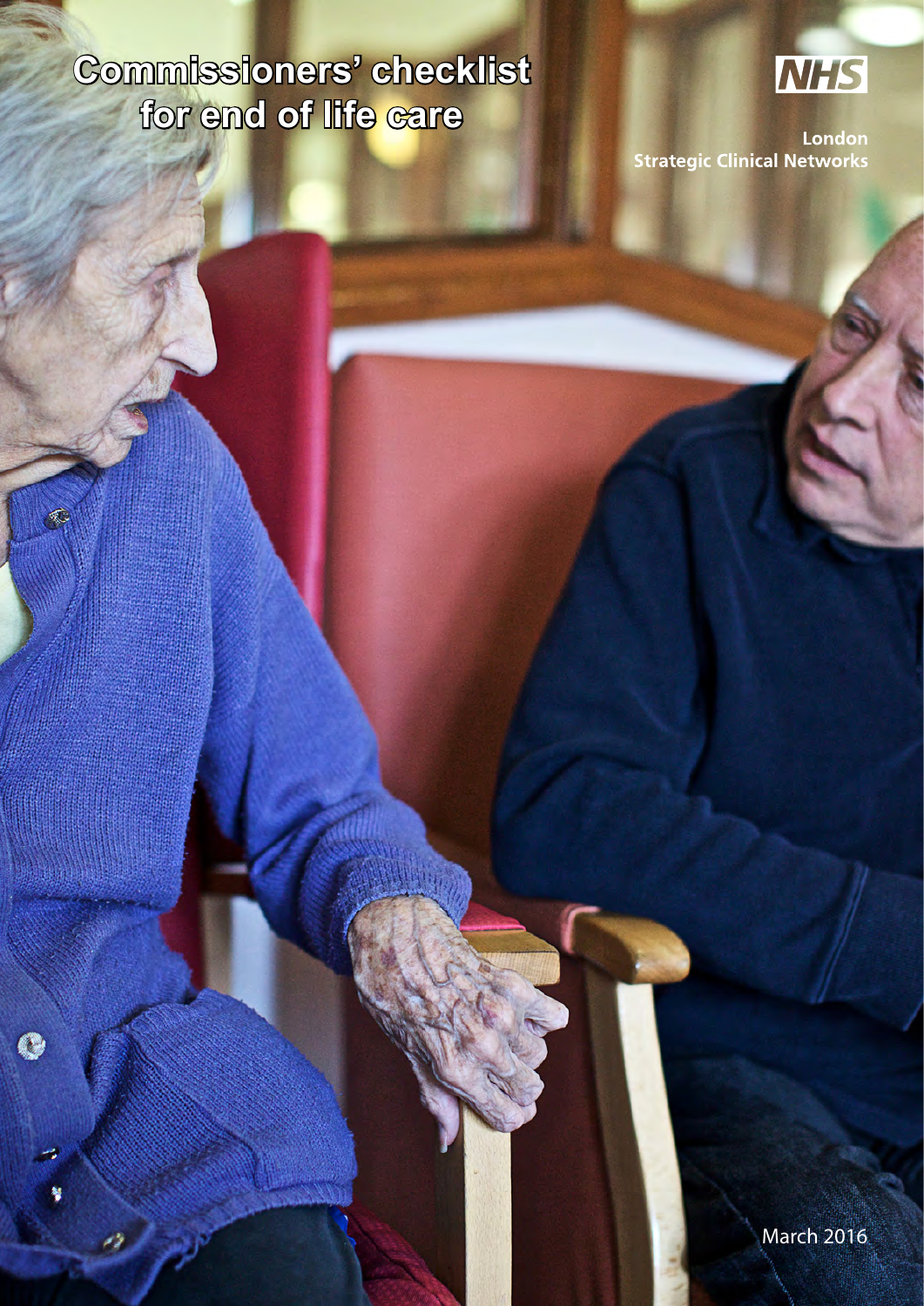# Commissioners' checklist for end of life care

NHS

London
Strategic Clinical Networks

March 2016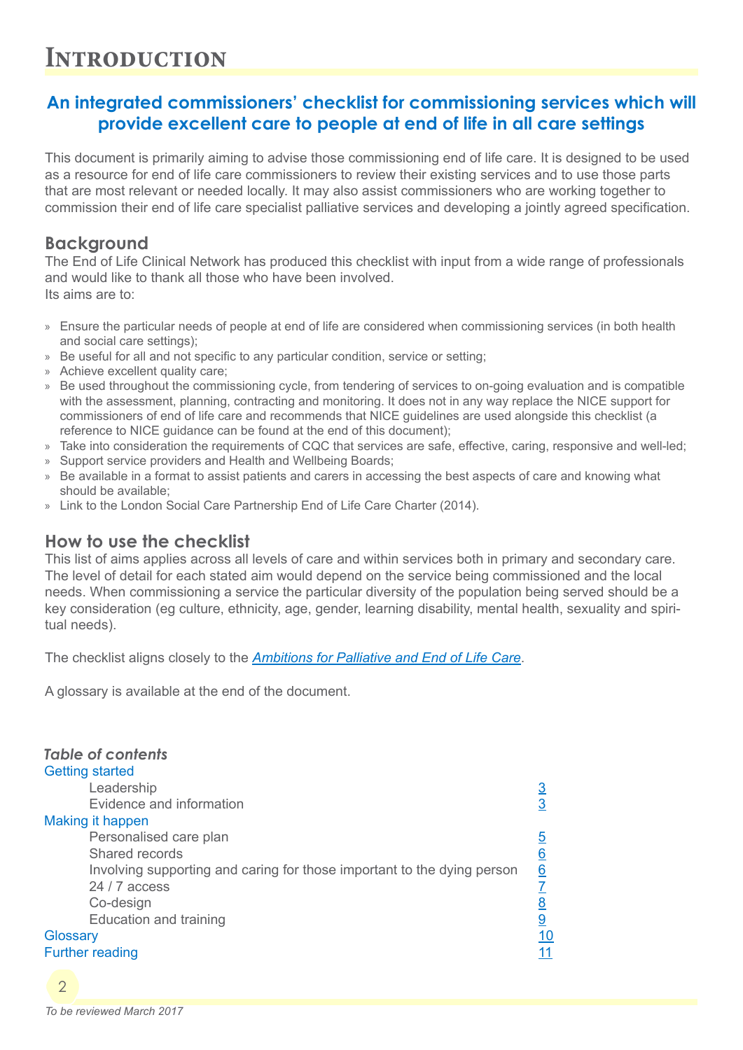# Introduction

## An integrated commissioners' checklist for commissioning services which will provide excellent care to people at end of life in all care settings

This document is primarily aiming to advise those commissioning end of life care. It is designed to be used as a resource for end of life care commissioners to review their existing services and to use those parts that are most relevant or needed locally. It may also assist commissioners who are working together to commission their end of life care specialist palliative services and developing a jointly agreed specification.

### Background

The End of Life Clinical Network has produced this checklist with input from a wide range of professionals and would like to thank all those who have been involved.
Its aims are to:

- Ensure the particular needs of people at end of life are considered when commissioning services (in both health and social care settings);
- Be useful for all and not specific to any particular condition, service or setting;
- Achieve excellent quality care;
- Be used throughout the commissioning cycle, from tendering of services to on-going evaluation and is compatible with the assessment, planning, contracting and monitoring. It does not in any way replace the NICE support for commissioners of end of life care and recommends that NICE guidelines are used alongside this checklist (a reference to NICE guidance can be found at the end of this document);
- Take into consideration the requirements of CQC that services are safe, effective, caring, responsive and well-led;
- Support service providers and Health and Wellbeing Boards;
- Be available in a format to assist patients and carers in accessing the best aspects of care and knowing what should be available;
- Link to the London Social Care Partnership End of Life Care Charter (2014).

### How to use the checklist

This list of aims applies across all levels of care and within services both in primary and secondary care. The level of detail for each stated aim would depend on the service being commissioned and the local needs. When commissioning a service the particular diversity of the population being served should be a key consideration (eg culture, ethnicity, age, gender, learning disability, mental health, sexuality and spiritual needs).

The checklist aligns closely to the *Ambitions for Palliative and End of Life Care*.

A glossary is available at the end of the document.

***Table of contents***

| | |
|---|---|
| Getting started | |
| Leadership | 3 |
| Evidence and information | 3 |
| Making it happen | |
| Personalised care plan | 5 |
| Shared records | 6 |
| Involving supporting and caring for those important to the dying person | 6 |
| 24 / 7 access | 7 |
| Co-design | 8 |
| Education and training | 9 |
| Glossary | 10 |
| Further reading | 11 |

*To be reviewed March 2017*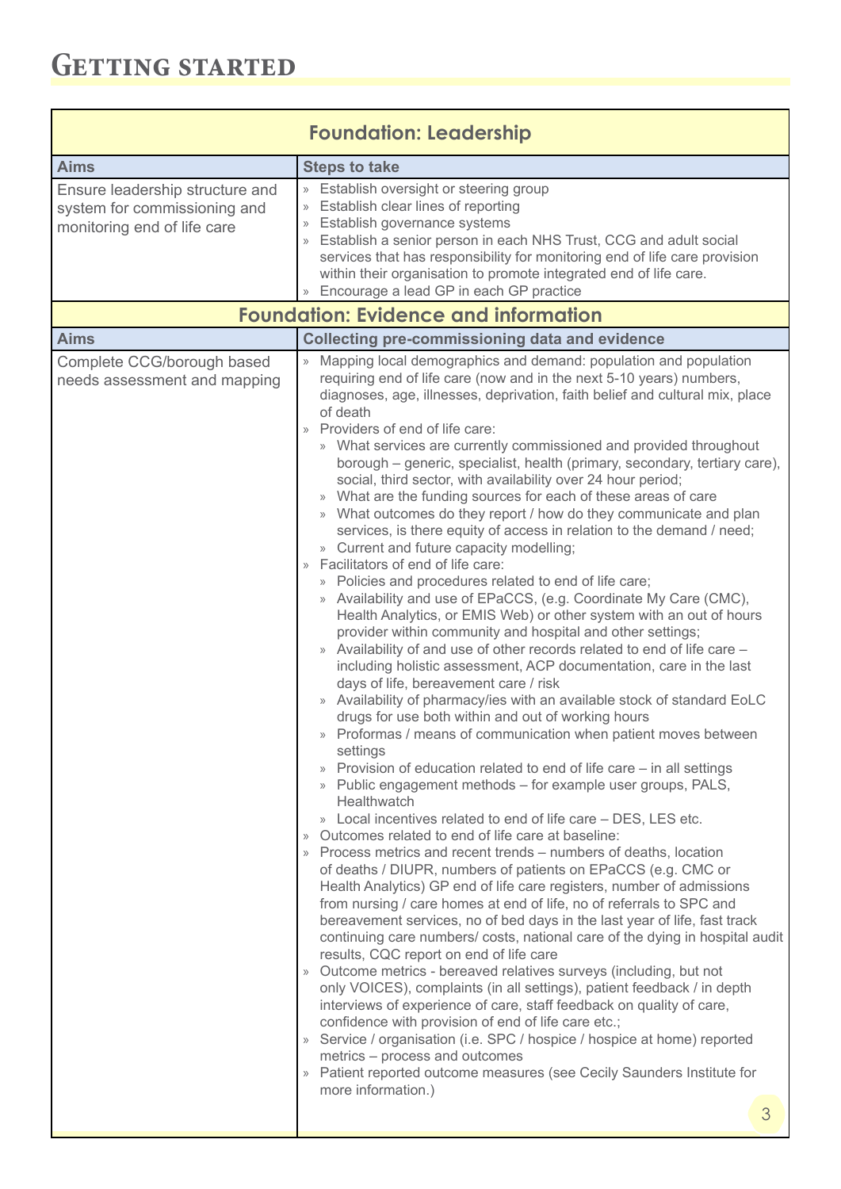# Getting started

| Foundation: Leadership | |
|---|---|
| **Aims** | **Steps to take** |
| Ensure leadership structure and system for commissioning and monitoring end of life care | » Establish oversight or steering group<br>» Establish clear lines of reporting<br>» Establish governance systems<br>» Establish a senior person in each NHS Trust, CCG and adult social services that has responsibility for monitoring end of life care provision within their organisation to promote integrated end of life care.<br>» Encourage a lead GP in each GP practice |

| Foundation: Evidence and information | |
|---|---|
| **Aims** | **Collecting pre-commissioning data and evidence** |
| Complete CCG/borough based needs assessment and mapping | » Mapping local demographics and demand: population and population requiring end of life care (now and in the next 5-10 years) numbers, diagnoses, age, illnesses, deprivation, faith belief and cultural mix, place of death<br>» Providers of end of life care:<br>  » What services are currently commissioned and provided throughout borough – generic, specialist, health (primary, secondary, tertiary care), social, third sector, with availability over 24 hour period;<br>  » What are the funding sources for each of these areas of care<br>  » What outcomes do they report / how do they communicate and plan services, is there equity of access in relation to the demand / need;<br>  » Current and future capacity modelling;<br>» Facilitators of end of life care:<br>  » Policies and procedures related to end of life care;<br>  » Availability and use of EPaCCS, (e.g. Coordinate My Care (CMC), Health Analytics, or EMIS Web) or other system with an out of hours provider within community and hospital and other settings;<br>  » Availability of and use of other records related to end of life care – including holistic assessment, ACP documentation, care in the last days of life, bereavement care / risk<br>  » Availability of pharmacy/ies with an available stock of standard EoLC drugs for use both within and out of working hours<br>  » Proformas / means of communication when patient moves between settings<br>  » Provision of education related to end of life care – in all settings<br>  » Public engagement methods – for example user groups, PALS, Healthwatch<br>  » Local incentives related to end of life care – DES, LES etc.<br>» Outcomes related to end of life care at baseline:<br>» Process metrics and recent trends – numbers of deaths, location of deaths / DIUPR, numbers of patients on EPaCCS (e.g. CMC or Health Analytics) GP end of life care registers, number of admissions from nursing / care homes at end of life, no of referrals to SPC and bereavement services, no of bed days in the last year of life, fast track continuing care numbers/ costs, national care of the dying in hospital audit results, CQC report on end of life care<br>» Outcome metrics - bereaved relatives surveys (including, but not only VOICES), complaints (in all settings), patient feedback / in depth interviews of experience of care, staff feedback on quality of care, confidence with provision of end of life care etc.;<br>» Service / organisation (i.e. SPC / hospice / hospice at home) reported metrics – process and outcomes<br>» Patient reported outcome measures (see Cecily Saunders Institute for more information.) |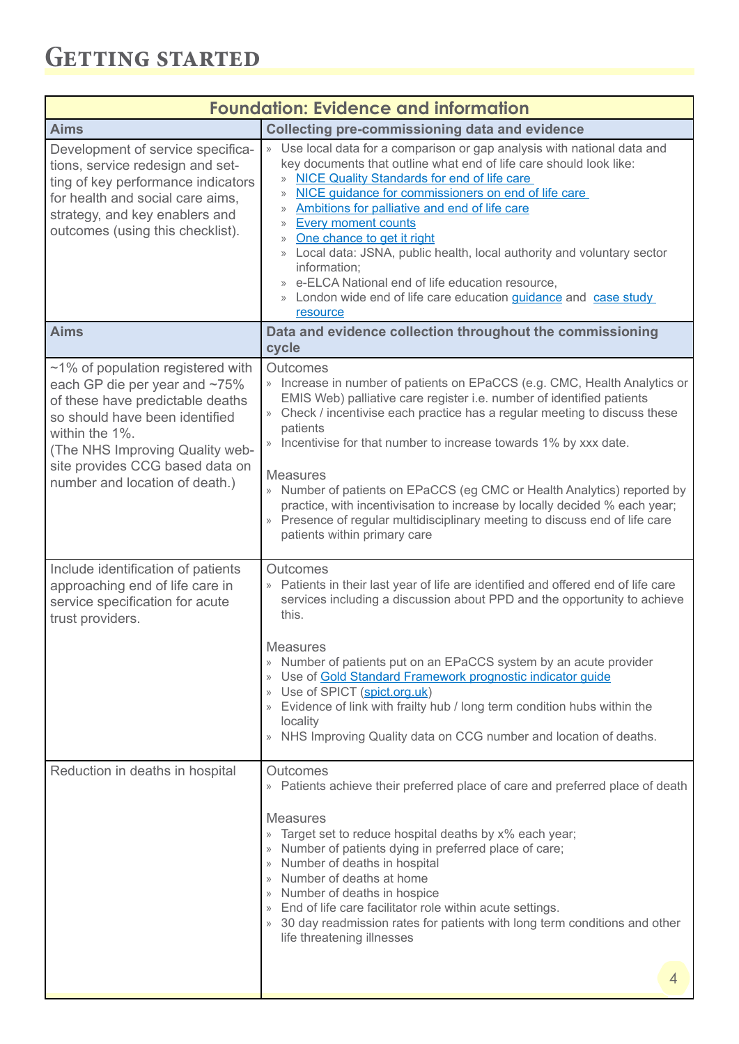# Getting started

| Foundation: Evidence and information | |
|---|---|
| **Aims** | **Collecting pre-commissioning data and evidence** |
| Development of service specifications, service redesign and setting of key performance indicators for health and social care aims, strategy, and key enablers and outcomes (using this checklist). | » Use local data for a comparison or gap analysis with national data and key documents that outline what end of life care should look like:<br>» NICE Quality Standards for end of life care<br>» NICE guidance for commissioners on end of life care<br>» Ambitions for palliative and end of life care<br>» Every moment counts<br>» One chance to get it right<br>» Local data: JSNA, public health, local authority and voluntary sector information;<br>» e-ELCA National end of life education resource,<br>» London wide end of life care education guidance and case study resource |
| **Aims** | **Data and evidence collection throughout the commissioning cycle** |
| ~1% of population registered with each GP die per year and ~75% of these have predictable deaths so should have been identified within the 1%.<br>(The NHS Improving Quality website provides CCG based data on number and location of death.) | Outcomes<br>» Increase in number of patients on EPaCCS (e.g. CMC, Health Analytics or EMIS Web) palliative care register i.e. number of identified patients<br>» Check / incentivise each practice has a regular meeting to discuss these patients<br>» Incentivise for that number to increase towards 1% by xxx date.<br><br>Measures<br>» Number of patients on EPaCCS (eg CMC or Health Analytics) reported by practice, with incentivisation to increase by locally decided % each year;<br>» Presence of regular multidisciplinary meeting to discuss end of life care patients within primary care |
| Include identification of patients approaching end of life care in service specification for acute trust providers. | Outcomes<br>» Patients in their last year of life are identified and offered end of life care services including a discussion about PPD and the opportunity to achieve this.<br><br>Measures<br>» Number of patients put on an EPaCCS system by an acute provider<br>» Use of Gold Standard Framework prognostic indicator guide<br>» Use of SPICT (spict.org.uk)<br>» Evidence of link with frailty hub / long term condition hubs within the locality<br>» NHS Improving Quality data on CCG number and location of deaths. |
| Reduction in deaths in hospital | Outcomes<br>» Patients achieve their preferred place of care and preferred place of death<br><br>Measures<br>» Target set to reduce hospital deaths by x% each year;<br>» Number of patients dying in preferred place of care;<br>» Number of deaths in hospital<br>» Number of deaths at home<br>» Number of deaths in hospice<br>» End of life care facilitator role within acute settings.<br>» 30 day readmission rates for patients with long term conditions and other life threatening illnesses |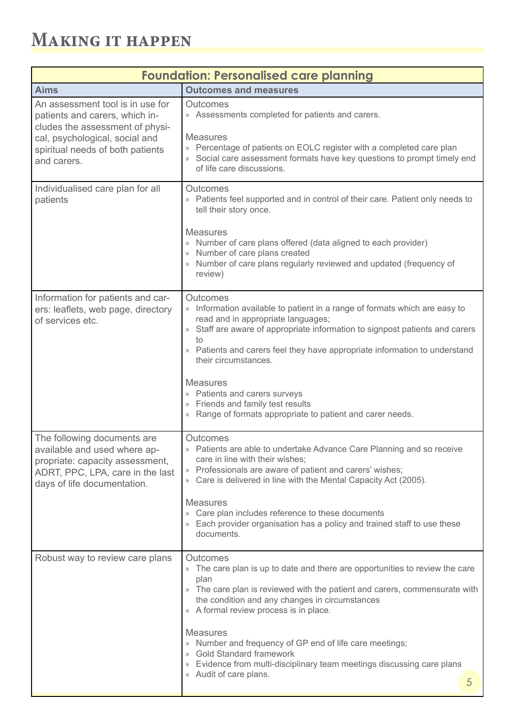# Making it happen

| Foundation: Personalised care planning | |
|---|---|
| **Aims** | **Outcomes and measures** |
| An assessment tool is in use for patients and carers, which includes the assessment of physical, psychological, social and spiritual needs of both patients and carers. | Outcomes<br>» Assessments completed for patients and carers.<br><br>Measures<br>» Percentage of patients on EOLC register with a completed care plan<br>» Social care assessment formats have key questions to prompt timely end of life care discussions. |
| Individualised care plan for all patients | Outcomes<br>» Patients feel supported and in control of their care. Patient only needs to tell their story once.<br><br>Measures<br>» Number of care plans offered (data aligned to each provider)<br>» Number of care plans created<br>» Number of care plans regularly reviewed and updated (frequency of review) |
| Information for patients and carers: leaflets, web page, directory of services etc. | Outcomes<br>» Information available to patient in a range of formats which are easy to read and in appropriate languages;<br>» Staff are aware of appropriate information to signpost patients and carers to<br>» Patients and carers feel they have appropriate information to understand their circumstances.<br><br>Measures<br>» Patients and carers surveys<br>» Friends and family test results<br>» Range of formats appropriate to patient and carer needs. |
| The following documents are available and used where appropriate: capacity assessment, ADRT, PPC, LPA, care in the last days of life documentation. | Outcomes<br>» Patients are able to undertake Advance Care Planning and so receive care in line with their wishes;<br>» Professionals are aware of patient and carers' wishes;<br>» Care is delivered in line with the Mental Capacity Act (2005).<br><br>Measures<br>» Care plan includes reference to these documents<br>» Each provider organisation has a policy and trained staff to use these documents. |
| Robust way to review care plans | Outcomes<br>» The care plan is up to date and there are opportunities to review the care plan<br>» The care plan is reviewed with the patient and carers, commensurate with the condition and any changes in circumstances<br>» A formal review process is in place.<br><br>Measures<br>» Number and frequency of GP end of life care meetings;<br>» Gold Standard framework<br>» Evidence from multi-disciplinary team meetings discussing care plans<br>» Audit of care plans. |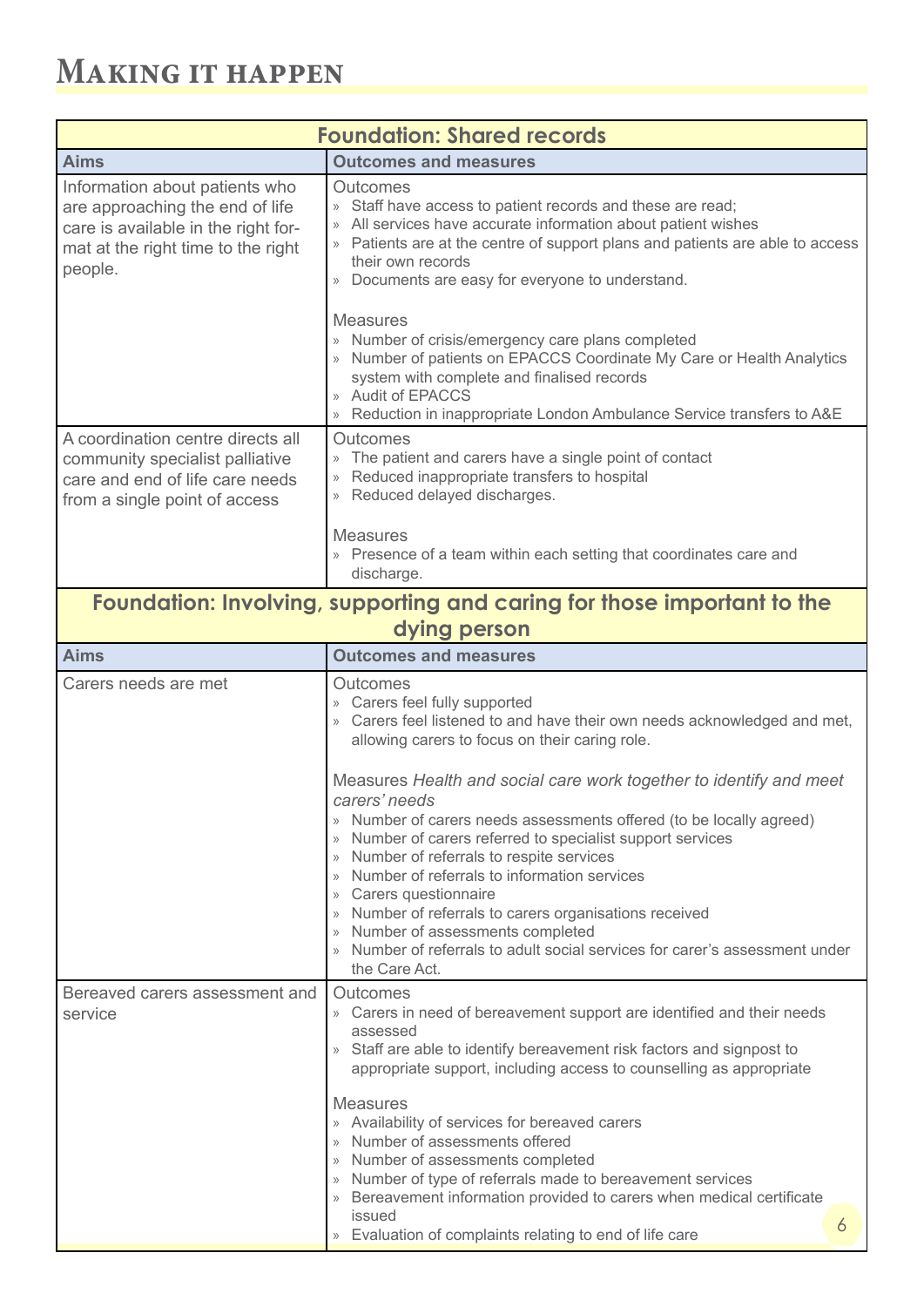# Making it happen

| Foundation: Shared records | |
|---|---|
| **Aims** | **Outcomes and measures** |
| Information about patients who are approaching the end of life care is available in the right format at the right time to the right people. | Outcomes<br>» Staff have access to patient records and these are read;<br>» All services have accurate information about patient wishes<br>» Patients are at the centre of support plans and patients are able to access their own records<br>» Documents are easy for everyone to understand.<br><br>Measures<br>» Number of crisis/emergency care plans completed<br>» Number of patients on EPACCS Coordinate My Care or Health Analytics system with complete and finalised records<br>» Audit of EPACCS<br>» Reduction in inappropriate London Ambulance Service transfers to A&E |
| A coordination centre directs all community specialist palliative care and end of life care needs from a single point of access | Outcomes<br>» The patient and carers have a single point of contact<br>» Reduced inappropriate transfers to hospital<br>» Reduced delayed discharges.<br><br>Measures<br>» Presence of a team within each setting that coordinates care and discharge. |

| Foundation: Involving, supporting and caring for those important to the dying person | |
|---|---|
| **Aims** | **Outcomes and measures** |
| Carers needs are met | Outcomes<br>» Carers feel fully supported<br>» Carers feel listened to and have their own needs acknowledged and met, allowing carers to focus on their caring role.<br><br>Measures *Health and social care work together to identify and meet carers' needs*<br>» Number of carers needs assessments offered (to be locally agreed)<br>» Number of carers referred to specialist support services<br>» Number of referrals to respite services<br>» Number of referrals to information services<br>» Carers questionnaire<br>» Number of referrals to carers organisations received<br>» Number of assessments completed<br>» Number of referrals to adult social services for carer's assessment under the Care Act. |
| Bereaved carers assessment and service | Outcomes<br>» Carers in need of bereavement support are identified and their needs assessed<br>» Staff are able to identify bereavement risk factors and signpost to appropriate support, including access to counselling as appropriate<br><br>Measures<br>» Availability of services for bereaved carers<br>» Number of assessments offered<br>» Number of assessments completed<br>» Number of type of referrals made to bereavement services<br>» Bereavement information provided to carers when medical certificate issued<br>» Evaluation of complaints relating to end of life care |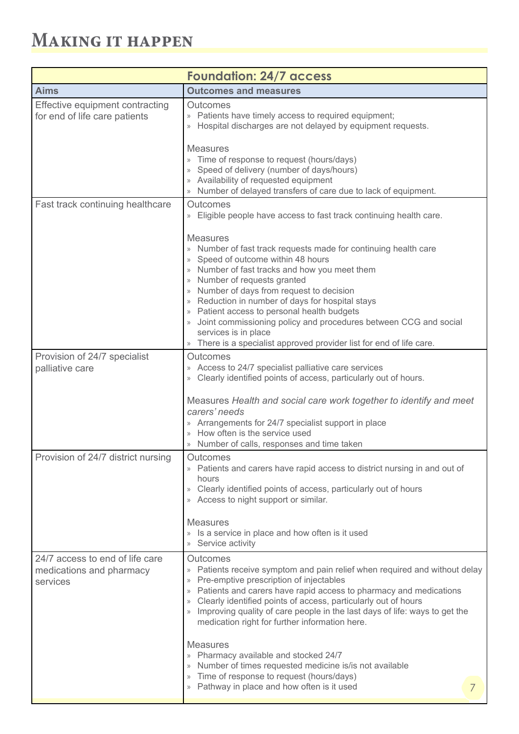# Making it happen

| Foundation: 24/7 access | |
|---|---|
| **Aims** | **Outcomes and measures** |
| Effective equipment contracting for end of life care patients | Outcomes<br>» Patients have timely access to required equipment;<br>» Hospital discharges are not delayed by equipment requests.<br><br>Measures<br>» Time of response to request (hours/days)<br>» Speed of delivery (number of days/hours)<br>» Availability of requested equipment<br>» Number of delayed transfers of care due to lack of equipment. |
| Fast track continuing healthcare | Outcomes<br>» Eligible people have access to fast track continuing health care.<br><br>Measures<br>» Number of fast track requests made for continuing health care<br>» Speed of outcome within 48 hours<br>» Number of fast tracks and how you meet them<br>» Number of requests granted<br>» Number of days from request to decision<br>» Reduction in number of days for hospital stays<br>» Patient access to personal health budgets<br>» Joint commissioning policy and procedures between CCG and social services is in place<br>» There is a specialist approved provider list for end of life care. |
| Provision of 24/7 specialist palliative care | Outcomes<br>» Access to 24/7 specialist palliative care services<br>» Clearly identified points of access, particularly out of hours.<br><br>Measures *Health and social care work together to identify and meet carers' needs*<br>» Arrangements for 24/7 specialist support in place<br>» How often is the service used<br>» Number of calls, responses and time taken |
| Provision of 24/7 district nursing | Outcomes<br>» Patients and carers have rapid access to district nursing in and out of hours<br>» Clearly identified points of access, particularly out of hours<br>» Access to night support or similar.<br><br>Measures<br>» Is a service in place and how often is it used<br>» Service activity |
| 24/7 access to end of life care medications and pharmacy services | Outcomes<br>» Patients receive symptom and pain relief when required and without delay<br>» Pre-emptive prescription of injectables<br>» Patients and carers have rapid access to pharmacy and medications<br>» Clearly identified points of access, particularly out of hours<br>» Improving quality of care people in the last days of life: ways to get the medication right for further information here.<br><br>Measures<br>» Pharmacy available and stocked 24/7<br>» Number of times requested medicine is/is not available<br>» Time of response to request (hours/days)<br>» Pathway in place and how often is it used |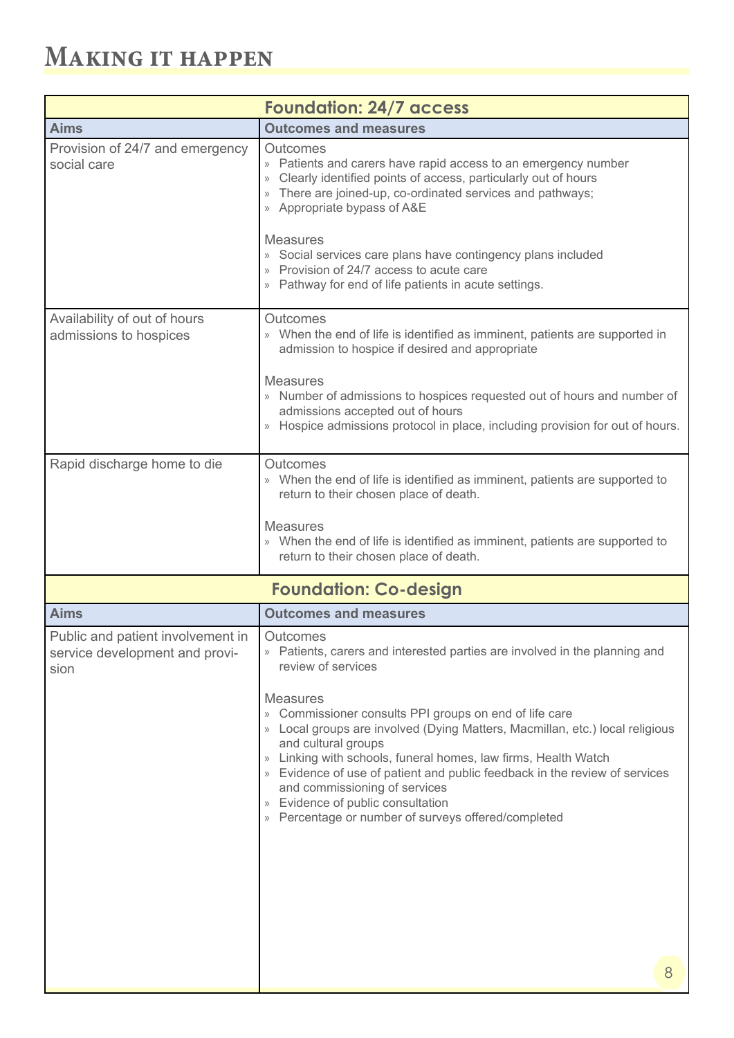# Making it happen

| Foundation: 24/7 access | |
|---|---|
| **Aims** | **Outcomes and measures** |
| Provision of 24/7 and emergency social care | Outcomes<br>» Patients and carers have rapid access to an emergency number<br>» Clearly identified points of access, particularly out of hours<br>» There are joined-up, co-ordinated services and pathways;<br>» Appropriate bypass of A&E<br><br>Measures<br>» Social services care plans have contingency plans included<br>» Provision of 24/7 access to acute care<br>» Pathway for end of life patients in acute settings. |
| Availability of out of hours admissions to hospices | Outcomes<br>» When the end of life is identified as imminent, patients are supported in admission to hospice if desired and appropriate<br><br>Measures<br>» Number of admissions to hospices requested out of hours and number of admissions accepted out of hours<br>» Hospice admissions protocol in place, including provision for out of hours. |
| Rapid discharge home to die | Outcomes<br>» When the end of life is identified as imminent, patients are supported to return to their chosen place of death.<br><br>Measures<br>» When the end of life is identified as imminent, patients are supported to return to their chosen place of death. |

| Foundation: Co-design | |
|---|---|
| **Aims** | **Outcomes and measures** |
| Public and patient involvement in service development and provision | Outcomes<br>» Patients, carers and interested parties are involved in the planning and review of services<br><br>Measures<br>» Commissioner consults PPI groups on end of life care<br>» Local groups are involved (Dying Matters, Macmillan, etc.) local religious and cultural groups<br>» Linking with schools, funeral homes, law firms, Health Watch<br>» Evidence of use of patient and public feedback in the review of services and commissioning of services<br>» Evidence of public consultation<br>» Percentage or number of surveys offered/completed |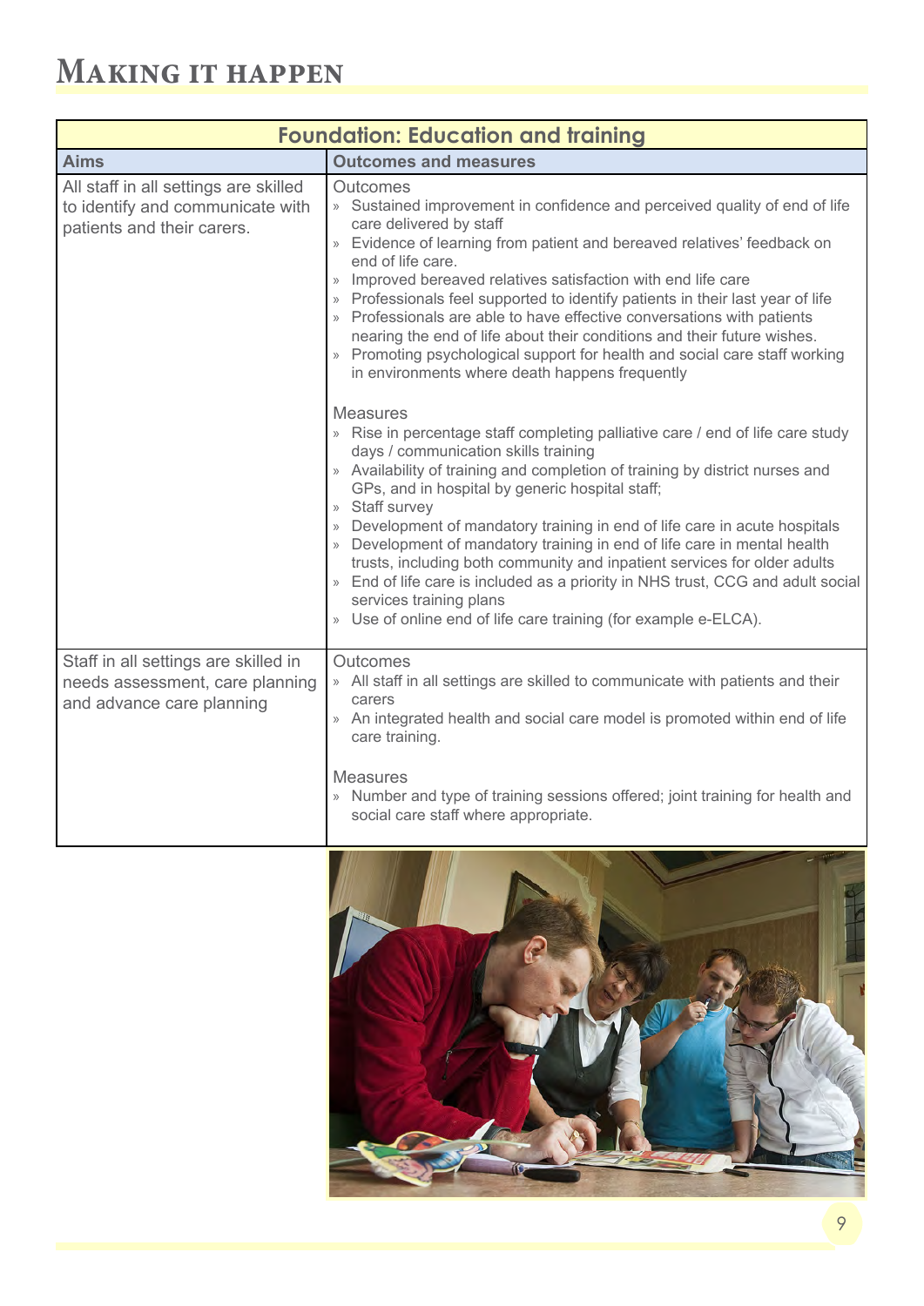# Making it happen

| Foundation: Education and training | |
|---|---|
| **Aims** | **Outcomes and measures** |
| All staff in all settings are skilled to identify and communicate with patients and their carers. | Outcomes<br>» Sustained improvement in confidence and perceived quality of end of life care delivered by staff<br>» Evidence of learning from patient and bereaved relatives' feedback on end of life care.<br>» Improved bereaved relatives satisfaction with end life care<br>» Professionals feel supported to identify patients in their last year of life<br>» Professionals are able to have effective conversations with patients nearing the end of life about their conditions and their future wishes.<br>» Promoting psychological support for health and social care staff working in environments where death happens frequently<br><br>Measures<br>» Rise in percentage staff completing palliative care / end of life care study days / communication skills training<br>» Availability of training and completion of training by district nurses and GPs, and in hospital by generic hospital staff;<br>» Staff survey<br>» Development of mandatory training in end of life care in acute hospitals<br>» Development of mandatory training in end of life care in mental health trusts, including both community and inpatient services for older adults<br>» End of life care is included as a priority in NHS trust, CCG and adult social services training plans<br>» Use of online end of life care training (for example e-ELCA). |
| Staff in all settings are skilled in needs assessment, care planning and advance care planning | Outcomes<br>» All staff in all settings are skilled to communicate with patients and their carers<br>» An integrated health and social care model is promoted within end of life care training.<br><br>Measures<br>» Number and type of training sessions offered; joint training for health and social care staff where appropriate. |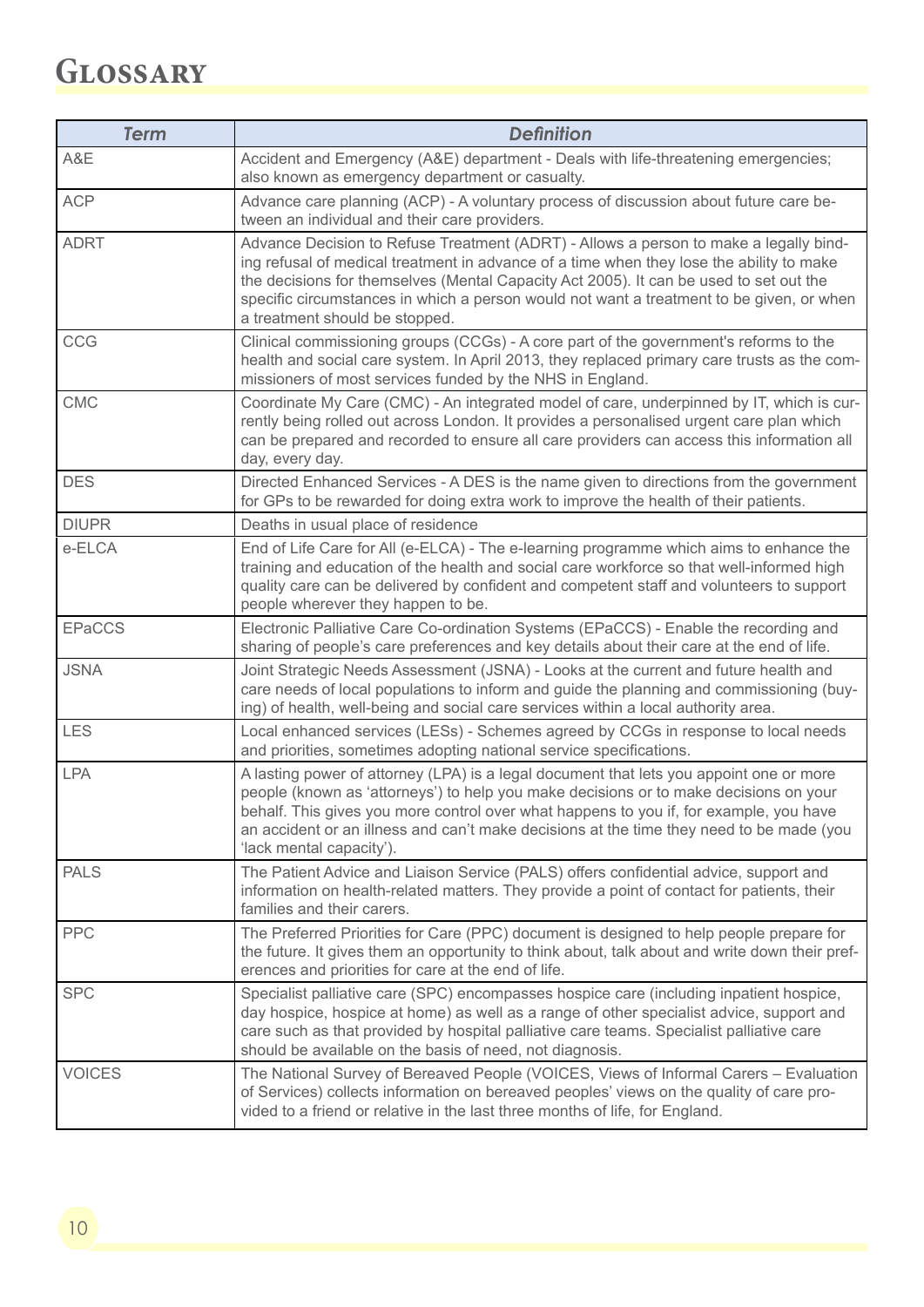# Glossary

| Term | Definition |
|---|---|
| A&E | Accident and Emergency (A&E) department - Deals with life-threatening emergencies; also known as emergency department or casualty. |
| ACP | Advance care planning (ACP) - A voluntary process of discussion about future care between an individual and their care providers. |
| ADRT | Advance Decision to Refuse Treatment (ADRT) - Allows a person to make a legally binding refusal of medical treatment in advance of a time when they lose the ability to make the decisions for themselves (Mental Capacity Act 2005). It can be used to set out the specific circumstances in which a person would not want a treatment to be given, or when a treatment should be stopped. |
| CCG | Clinical commissioning groups (CCGs) - A core part of the government's reforms to the health and social care system. In April 2013, they replaced primary care trusts as the commissioners of most services funded by the NHS in England. |
| CMC | Coordinate My Care (CMC) - An integrated model of care, underpinned by IT, which is currently being rolled out across London. It provides a personalised urgent care plan which can be prepared and recorded to ensure all care providers can access this information all day, every day. |
| DES | Directed Enhanced Services - A DES is the name given to directions from the government for GPs to be rewarded for doing extra work to improve the health of their patients. |
| DIUPR | Deaths in usual place of residence |
| e-ELCA | End of Life Care for All (e-ELCA) - The e-learning programme which aims to enhance the training and education of the health and social care workforce so that well-informed high quality care can be delivered by confident and competent staff and volunteers to support people wherever they happen to be. |
| EPaCCS | Electronic Palliative Care Co-ordination Systems (EPaCCS) - Enable the recording and sharing of people's care preferences and key details about their care at the end of life. |
| JSNA | Joint Strategic Needs Assessment (JSNA) - Looks at the current and future health and care needs of local populations to inform and guide the planning and commissioning (buying) of health, well-being and social care services within a local authority area. |
| LES | Local enhanced services (LESs) - Schemes agreed by CCGs in response to local needs and priorities, sometimes adopting national service specifications. |
| LPA | A lasting power of attorney (LPA) is a legal document that lets you appoint one or more people (known as 'attorneys') to help you make decisions or to make decisions on your behalf. This gives you more control over what happens to you if, for example, you have an accident or an illness and can't make decisions at the time they need to be made (you 'lack mental capacity'). |
| PALS | The Patient Advice and Liaison Service (PALS) offers confidential advice, support and information on health-related matters. They provide a point of contact for patients, their families and their carers. |
| PPC | The Preferred Priorities for Care (PPC) document is designed to help people prepare for the future. It gives them an opportunity to think about, talk about and write down their preferences and priorities for care at the end of life. |
| SPC | Specialist palliative care (SPC) encompasses hospice care (including inpatient hospice, day hospice, hospice at home) as well as a range of other specialist advice, support and care such as that provided by hospital palliative care teams. Specialist palliative care should be available on the basis of need, not diagnosis. |
| VOICES | The National Survey of Bereaved People (VOICES, Views of Informal Carers – Evaluation of Services) collects information on bereaved peoples' views on the quality of care provided to a friend or relative in the last three months of life, for England. |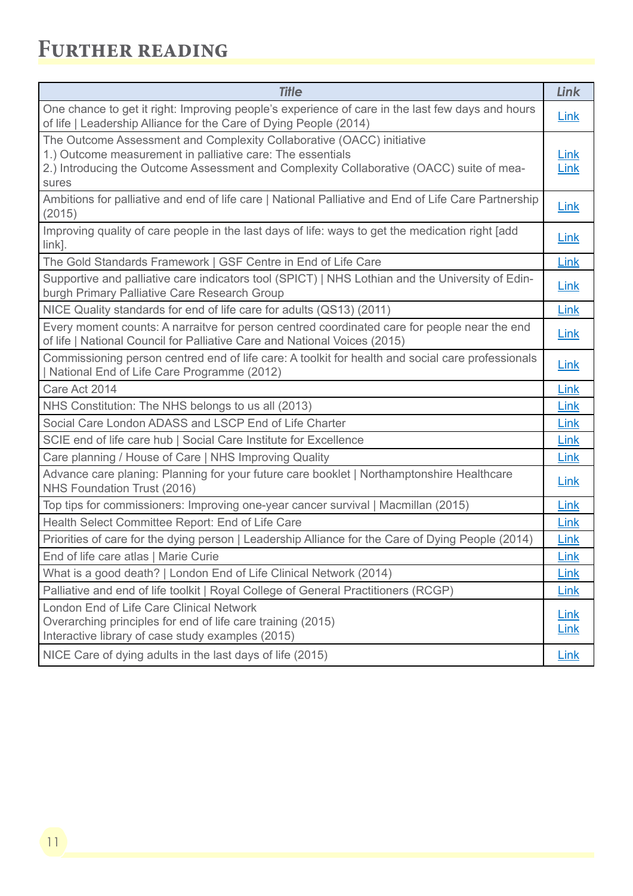# Further reading

| *Title* | *Link* |
|---|---|
| One chance to get it right: Improving people's experience of care in the last few days and hours of life \| Leadership Alliance for the Care of Dying People (2014) | Link |
| The Outcome Assessment and Complexity Collaborative (OACC) initiative<br>1.) Outcome measurement in palliative care: The essentials<br>2.) Introducing the Outcome Assessment and Complexity Collaborative (OACC) suite of measures | Link<br>Link |
| Ambitions for palliative and end of life care \| National Palliative and End of Life Care Partnership (2015) | Link |
| Improving quality of care people in the last days of life: ways to get the medication right [add link]. | Link |
| The Gold Standards Framework \| GSF Centre in End of Life Care | Link |
| Supportive and palliative care indicators tool (SPICT) \| NHS Lothian and the University of Edinburgh Primary Palliative Care Research Group | Link |
| NICE Quality standards for end of life care for adults (QS13) (2011) | Link |
| Every moment counts: A narraitve for person centred coordinated care for people near the end of life \| National Council for Palliative Care and National Voices (2015) | Link |
| Commissioning person centred end of life care: A toolkit for health and social care professionals \| National End of Life Care Programme (2012) | Link |
| Care Act 2014 | Link |
| NHS Constitution: The NHS belongs to us all (2013) | Link |
| Social Care London ADASS and LSCP End of Life Charter | Link |
| SCIE end of life care hub \| Social Care Institute for Excellence | Link |
| Care planning / House of Care \| NHS Improving Quality | Link |
| Advance care planing: Planning for your future care booklet \| Northamptonshire Healthcare NHS Foundation Trust (2016) | Link |
| Top tips for commissioners: Improving one-year cancer survival \| Macmillan (2015) | Link |
| Health Select Committee Report: End of Life Care | Link |
| Priorities of care for the dying person \| Leadership Alliance for the Care of Dying People (2014) | Link |
| End of life care atlas \| Marie Curie | Link |
| What is a good death? \| London End of Life Clinical Network (2014) | Link |
| Palliative and end of life toolkit \| Royal College of General Practitioners (RCGP) | Link |
| London End of Life Care Clinical Network<br>Overarching principles for end of life care training (2015)<br>Interactive library of case study examples (2015) | Link<br>Link |
| NICE Care of dying adults in the last days of life (2015) | Link |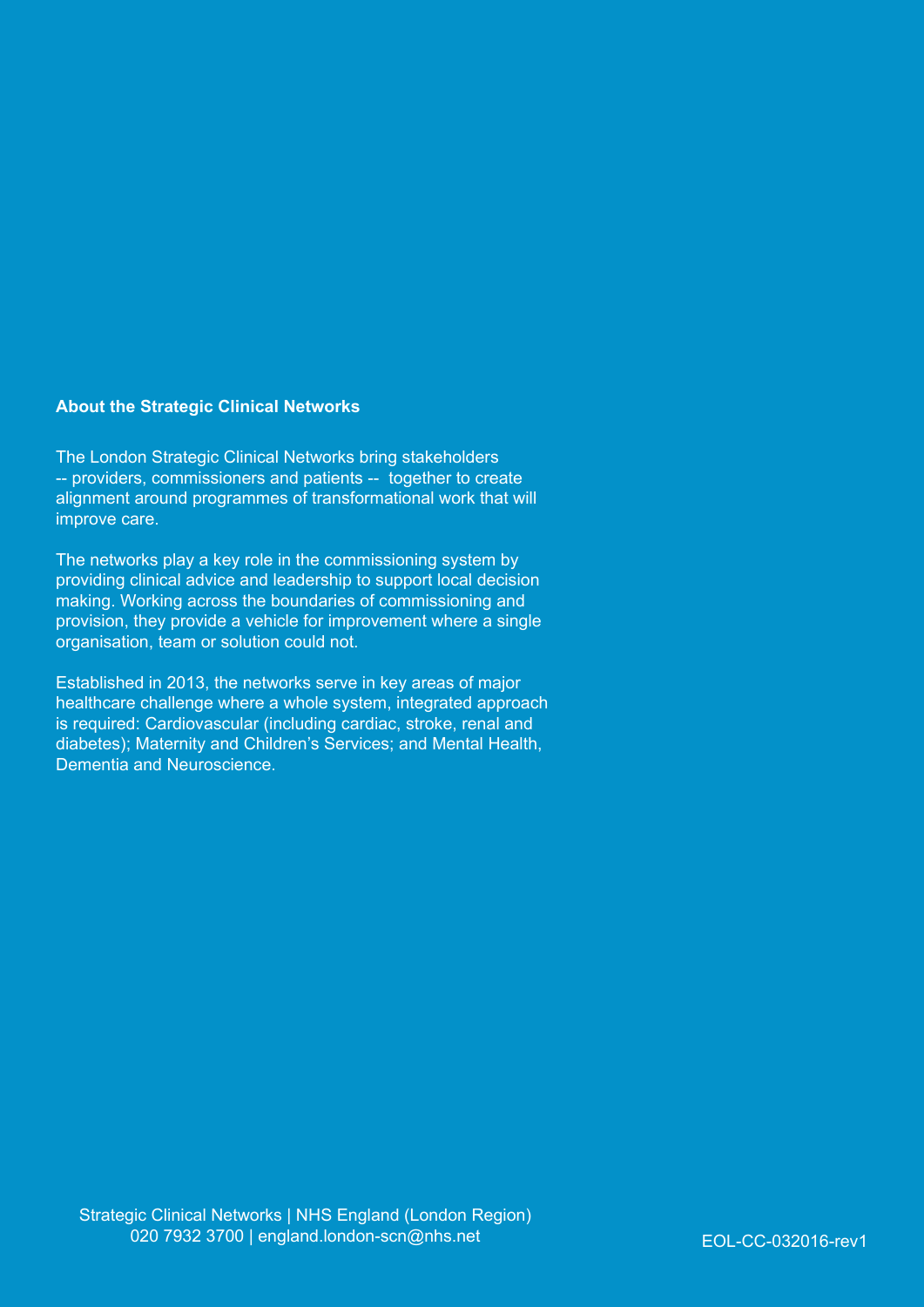**About the Strategic Clinical Networks**

The London Strategic Clinical Networks bring stakeholders -- providers, commissioners and patients -- together to create alignment around programmes of transformational work that will improve care.

The networks play a key role in the commissioning system by providing clinical advice and leadership to support local decision making. Working across the boundaries of commissioning and provision, they provide a vehicle for improvement where a single organisation, team or solution could not.

Established in 2013, the networks serve in key areas of major healthcare challenge where a whole system, integrated approach is required: Cardiovascular (including cardiac, stroke, renal and diabetes); Maternity and Children's Services; and Mental Health, Dementia and Neuroscience.

Strategic Clinical Networks | NHS England (London Region)
020 7932 3700 | england.london-scn@nhs.net

EOL-CC-032016-rev1